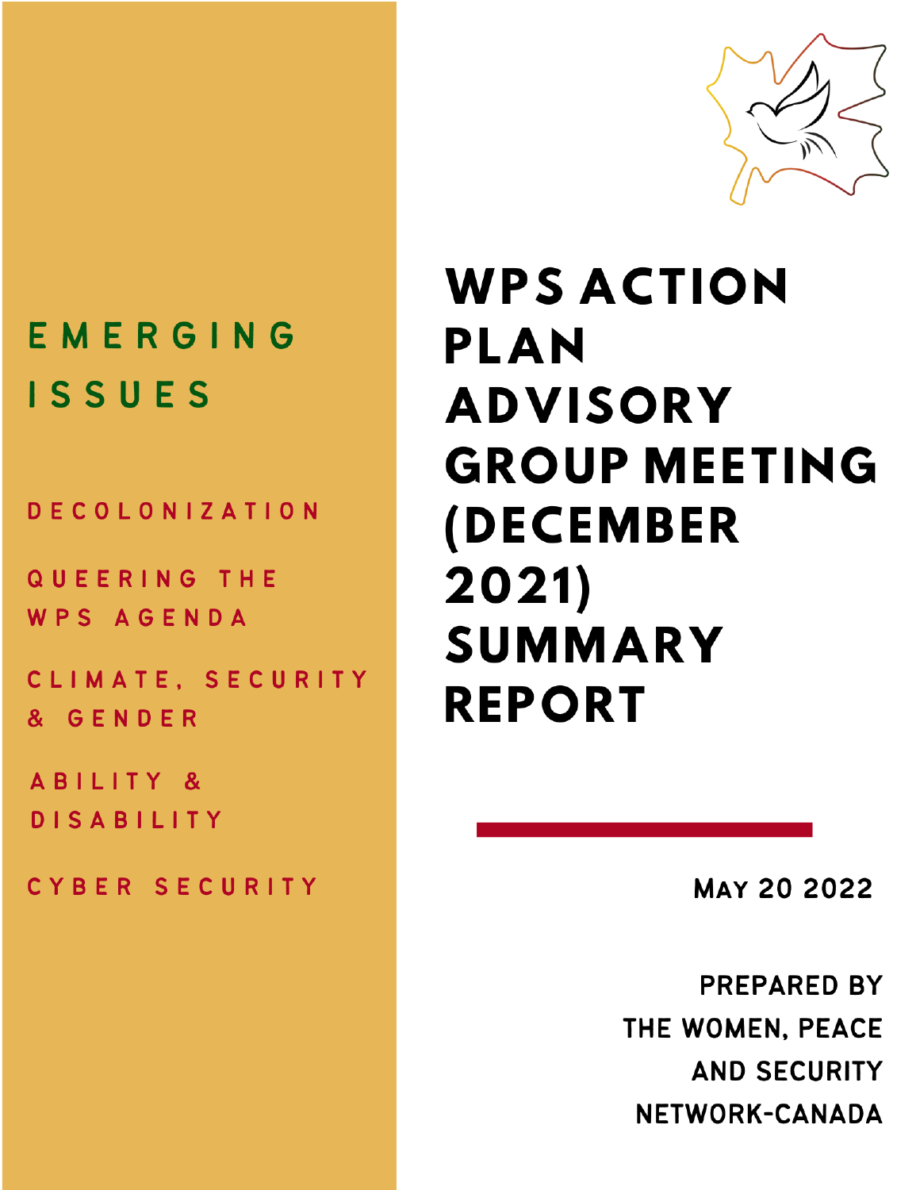# WPS ACTION PLAN ADVISORY GROUP MEETING (DECEMBER 2021) SUMMARY REPORT

## EMERGING ISSUES

- DECOLONIZATION
- QUEERING THE WPS AGENDA
- CLIMATE, SECURITY & GENDER
- ABILITY & DISABILITY
- CYBER SECURITY

MAY 20 2022

PREPARED BY THE WOMEN, PEACE AND SECURITY NETWORK-CANADA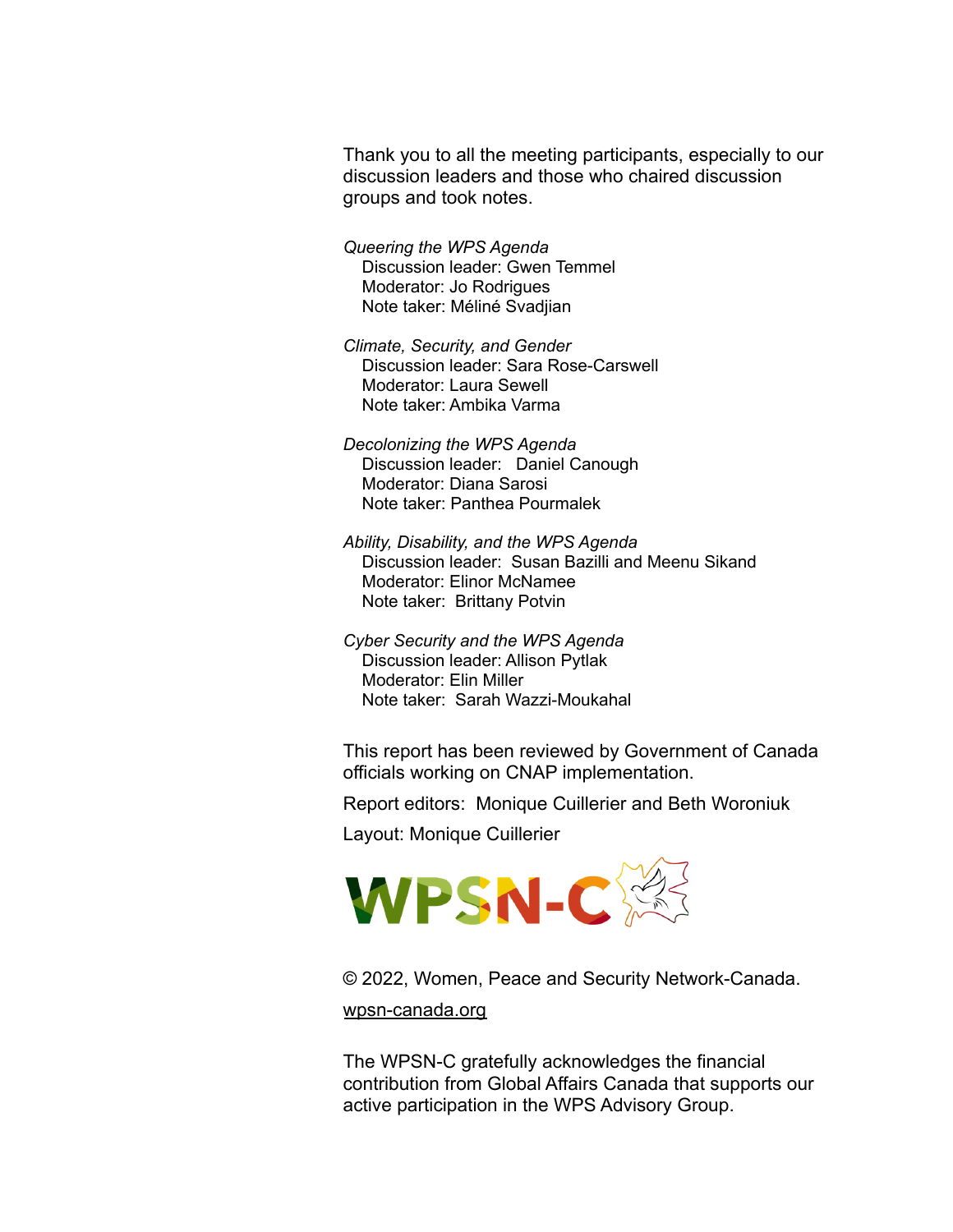Thank you to all the meeting participants, especially to our discussion leaders and those who chaired discussion groups and took notes.

*Queering the WPS Agenda*
Discussion leader: Gwen Temmel
Moderator: Jo Rodrigues
Note taker: Méliné Svadjian

*Climate, Security, and Gender*
Discussion leader: Sara Rose-Carswell
Moderator: Laura Sewell
Note taker: Ambika Varma

*Decolonizing the WPS Agenda*
Discussion leader: Daniel Canough
Moderator: Diana Sarosi
Note taker: Panthea Pourmalek

*Ability, Disability, and the WPS Agenda*
Discussion leader: Susan Bazilli and Meenu Sikand
Moderator: Elinor McNamee
Note taker: Brittany Potvin

*Cyber Security and the WPS Agenda*
Discussion leader: Allison Pytlak
Moderator: Elin Miller
Note taker: Sarah Wazzi-Moukahal

This report has been reviewed by Government of Canada officials working on CNAP implementation.

Report editors: Monique Cuillerier and Beth Woroniuk

Layout: Monique Cuillerier

WPSN-C

© 2022, Women, Peace and Security Network-Canada.

wpsn-canada.org

The WPSN-C gratefully acknowledges the financial contribution from Global Affairs Canada that supports our active participation in the WPS Advisory Group.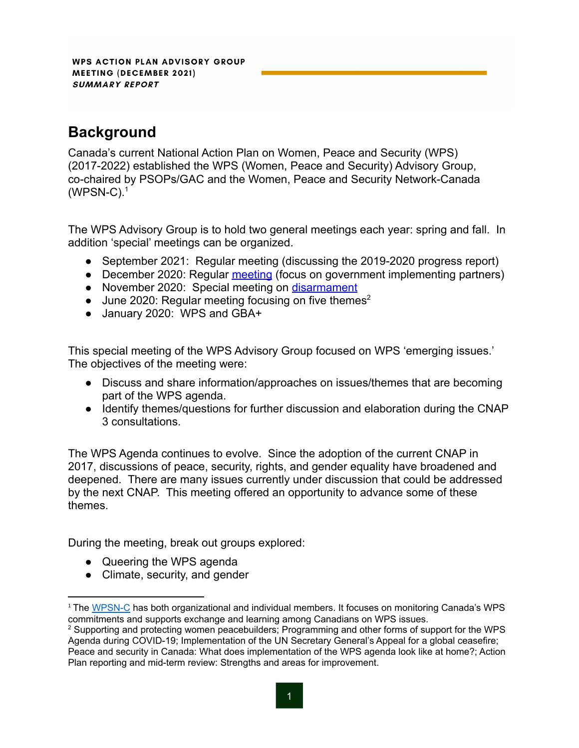WPS ACTION PLAN ADVISORY GROUP MEETING (DECEMBER 2021)
*SUMMARY REPORT*

## Background

Canada's current National Action Plan on Women, Peace and Security (WPS) (2017-2022) established the WPS (Women, Peace and Security) Advisory Group, co-chaired by PSOPs/GAC and the Women, Peace and Security Network-Canada (WPSN-C).[1]

The WPS Advisory Group is to hold two general meetings each year: spring and fall. In addition 'special' meetings can be organized.

- September 2021: Regular meeting (discussing the 2019-2020 progress report)
- December 2020: Regular meeting (focus on government implementing partners)
- November 2020: Special meeting on disarmament
- June 2020: Regular meeting focusing on five themes[2]
- January 2020: WPS and GBA+

This special meeting of the WPS Advisory Group focused on WPS 'emerging issues.' The objectives of the meeting were:

- Discuss and share information/approaches on issues/themes that are becoming part of the WPS agenda.
- Identify themes/questions for further discussion and elaboration during the CNAP 3 consultations.

The WPS Agenda continues to evolve. Since the adoption of the current CNAP in 2017, discussions of peace, security, rights, and gender equality have broadened and deepened. There are many issues currently under discussion that could be addressed by the next CNAP. This meeting offered an opportunity to advance some of these themes.

During the meeting, break out groups explored:

- Queering the WPS agenda
- Climate, security, and gender

---

[1] The WPSN-C has both organizational and individual members. It focuses on monitoring Canada's WPS commitments and supports exchange and learning among Canadians on WPS issues.

[2] Supporting and protecting women peacebuilders; Programming and other forms of support for the WPS Agenda during COVID-19; Implementation of the UN Secretary General's Appeal for a global ceasefire; Peace and security in Canada: What does implementation of the WPS agenda look like at home?; Action Plan reporting and mid-term review: Strengths and areas for improvement.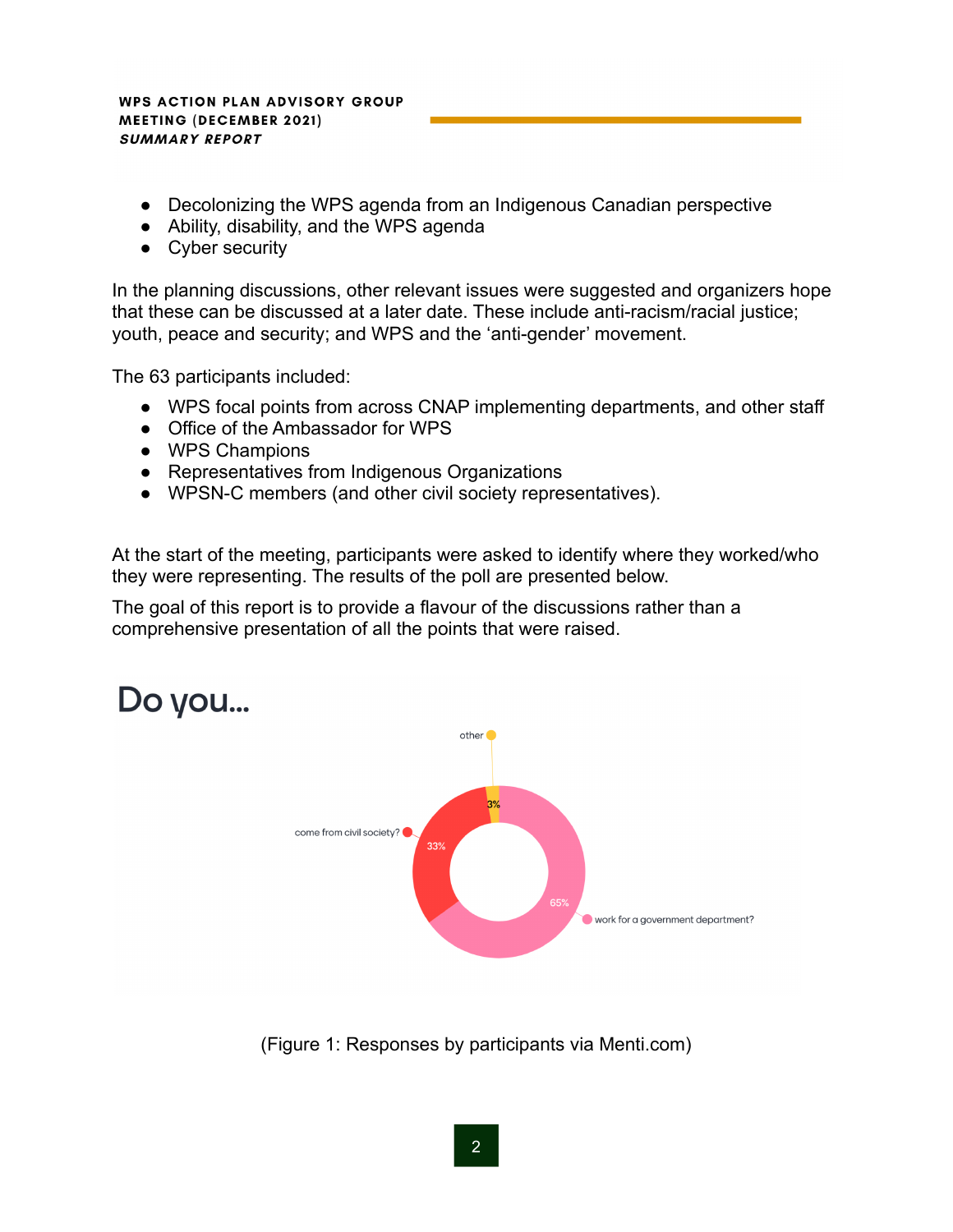- Decolonizing the WPS agenda from an Indigenous Canadian perspective
- Ability, disability, and the WPS agenda
- Cyber security

In the planning discussions, other relevant issues were suggested and organizers hope that these can be discussed at a later date. These include anti-racism/racial justice; youth, peace and security; and WPS and the 'anti-gender' movement.

The 63 participants included:

- WPS focal points from across CNAP implementing departments, and other staff
- Office of the Ambassador for WPS
- WPS Champions
- Representatives from Indigenous Organizations
- WPSN-C members (and other civil society representatives).

At the start of the meeting, participants were asked to identify where they worked/who they were representing. The results of the poll are presented below.

The goal of this report is to provide a flavour of the discussions rather than a comprehensive presentation of all the points that were raised.

**Do you...**

| Response | Percentage |
| --- | --- |
| work for a government department? | 65% |
| come from civil society? | 33% |
| other | 3% |

(Figure 1: Responses by participants via Menti.com)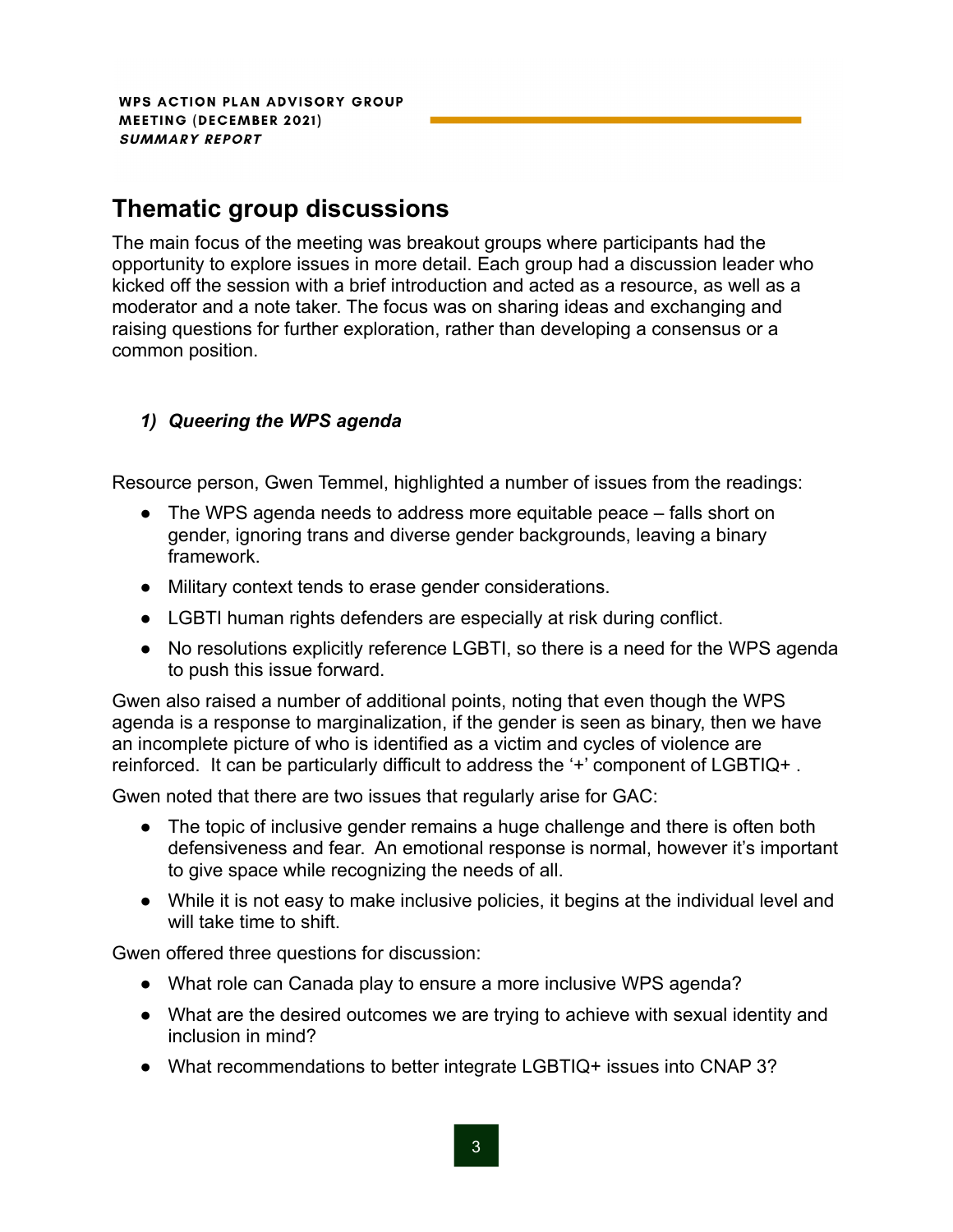## Thematic group discussions

The main focus of the meeting was breakout groups where participants had the opportunity to explore issues in more detail. Each group had a discussion leader who kicked off the session with a brief introduction and acted as a resource, as well as a moderator and a note taker. The focus was on sharing ideas and exchanging and raising questions for further exploration, rather than developing a consensus or a common position.

### *1) Queering the WPS agenda*

Resource person, Gwen Temmel, highlighted a number of issues from the readings:

- The WPS agenda needs to address more equitable peace – falls short on gender, ignoring trans and diverse gender backgrounds, leaving a binary framework.
- Military context tends to erase gender considerations.
- LGBTI human rights defenders are especially at risk during conflict.
- No resolutions explicitly reference LGBTI, so there is a need for the WPS agenda to push this issue forward.

Gwen also raised a number of additional points, noting that even though the WPS agenda is a response to marginalization, if the gender is seen as binary, then we have an incomplete picture of who is identified as a victim and cycles of violence are reinforced. It can be particularly difficult to address the '+' component of LGBTIQ+ .

Gwen noted that there are two issues that regularly arise for GAC:

- The topic of inclusive gender remains a huge challenge and there is often both defensiveness and fear. An emotional response is normal, however it's important to give space while recognizing the needs of all.
- While it is not easy to make inclusive policies, it begins at the individual level and will take time to shift.

Gwen offered three questions for discussion:

- What role can Canada play to ensure a more inclusive WPS agenda?
- What are the desired outcomes we are trying to achieve with sexual identity and inclusion in mind?
- What recommendations to better integrate LGBTIQ+ issues into CNAP 3?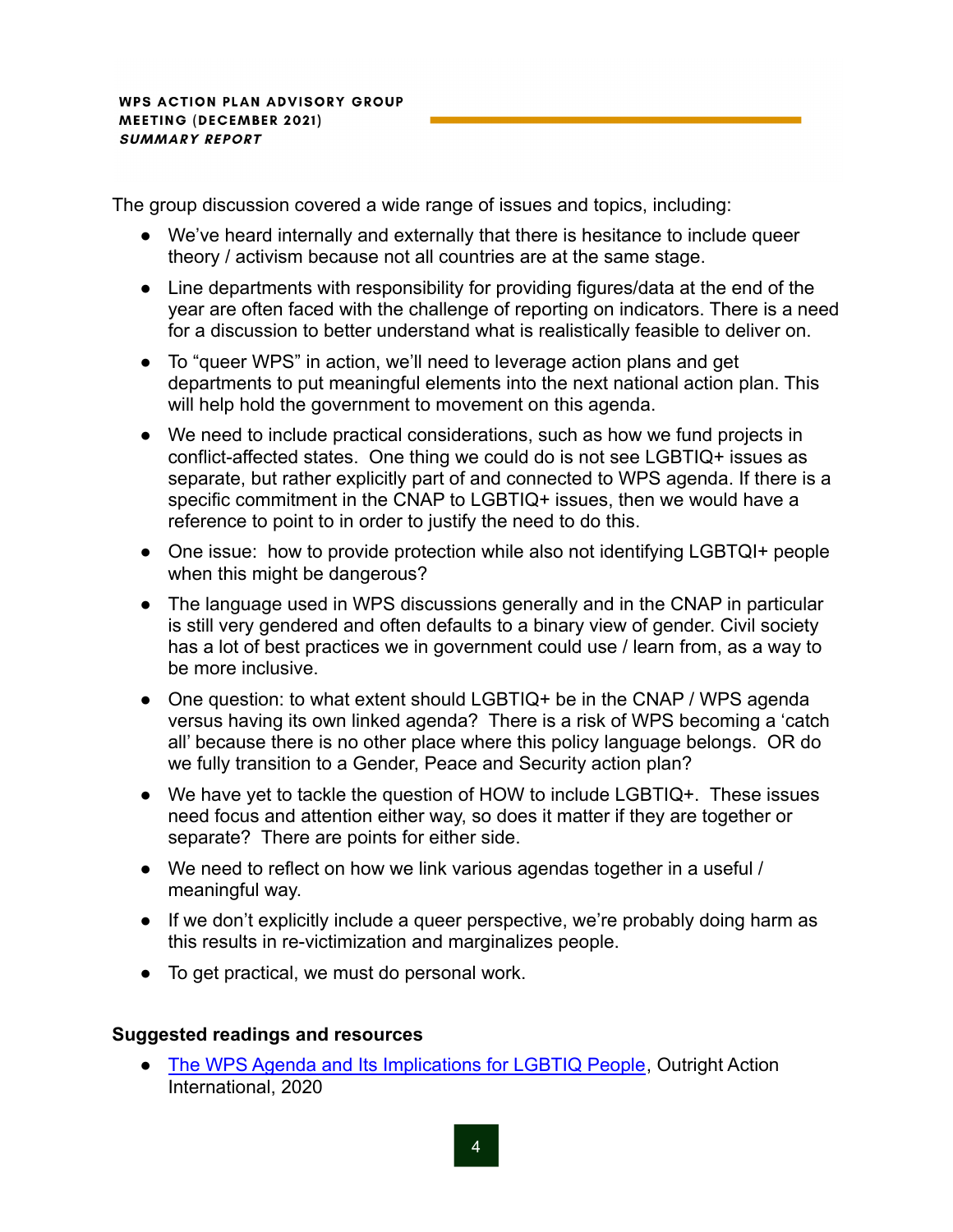The group discussion covered a wide range of issues and topics, including:

- We've heard internally and externally that there is hesitance to include queer theory / activism because not all countries are at the same stage.
- Line departments with responsibility for providing figures/data at the end of the year are often faced with the challenge of reporting on indicators. There is a need for a discussion to better understand what is realistically feasible to deliver on.
- To "queer WPS" in action, we'll need to leverage action plans and get departments to put meaningful elements into the next national action plan. This will help hold the government to movement on this agenda.
- We need to include practical considerations, such as how we fund projects in conflict-affected states. One thing we could do is not see LGBTIQ+ issues as separate, but rather explicitly part of and connected to WPS agenda. If there is a specific commitment in the CNAP to LGBTIQ+ issues, then we would have a reference to point to in order to justify the need to do this.
- One issue: how to provide protection while also not identifying LGBTQI+ people when this might be dangerous?
- The language used in WPS discussions generally and in the CNAP in particular is still very gendered and often defaults to a binary view of gender. Civil society has a lot of best practices we in government could use / learn from, as a way to be more inclusive.
- One question: to what extent should LGBTIQ+ be in the CNAP / WPS agenda versus having its own linked agenda? There is a risk of WPS becoming a 'catch all' because there is no other place where this policy language belongs. OR do we fully transition to a Gender, Peace and Security action plan?
- We have yet to tackle the question of HOW to include LGBTIQ+. These issues need focus and attention either way, so does it matter if they are together or separate? There are points for either side.
- We need to reflect on how we link various agendas together in a useful / meaningful way.
- If we don't explicitly include a queer perspective, we're probably doing harm as this results in re-victimization and marginalizes people.
- To get practical, we must do personal work.

**Suggested readings and resources**

- The WPS Agenda and Its Implications for LGBTIQ People, Outright Action International, 2020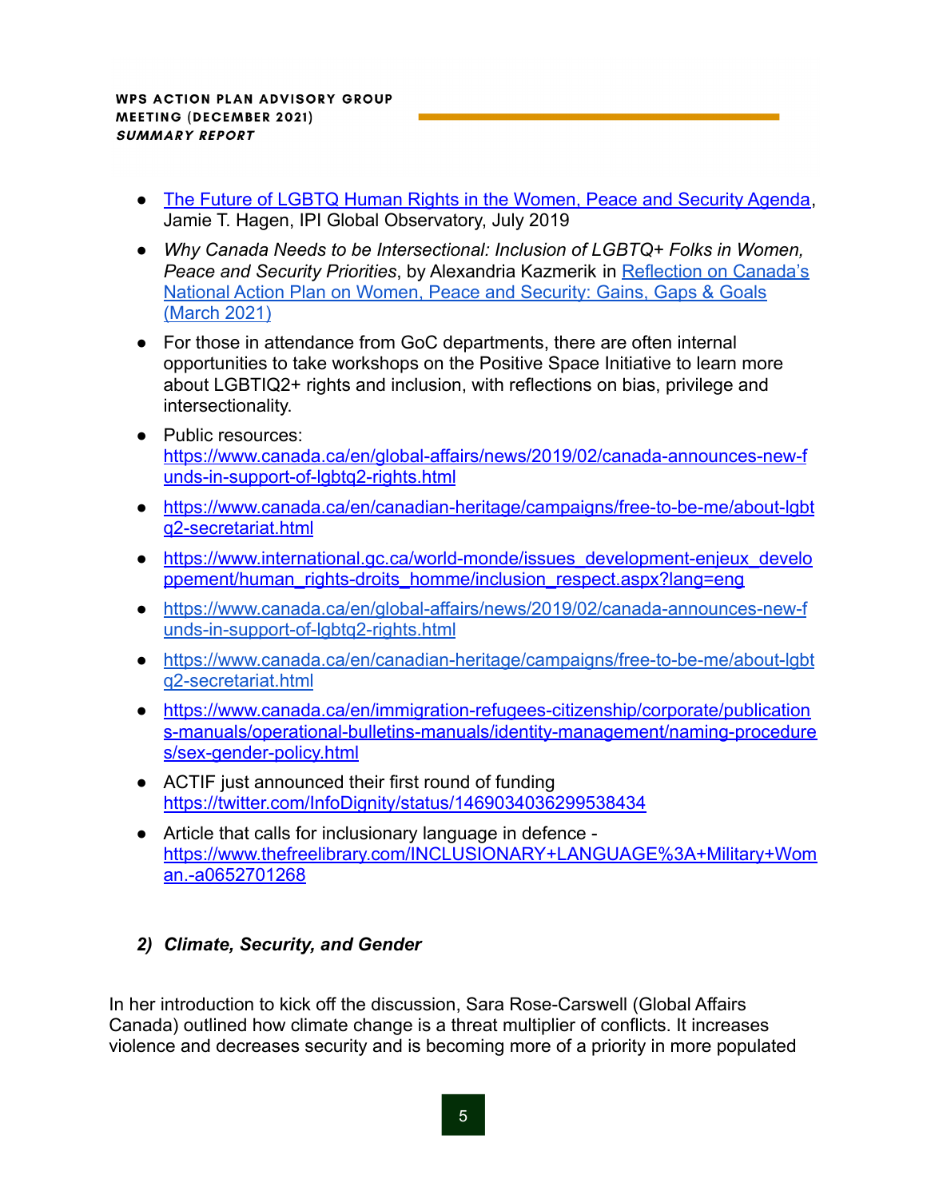- [The Future of LGBTQ Human Rights in the Women, Peace and Security Agenda](), Jamie T. Hagen, IPI Global Observatory, July 2019
- *Why Canada Needs to be Intersectional: Inclusion of LGBTQ+ Folks in Women, Peace and Security Priorities*, by Alexandria Kazmerik in [Reflection on Canada's National Action Plan on Women, Peace and Security: Gains, Gaps & Goals (March 2021)]()
- For those in attendance from GoC departments, there are often internal opportunities to take workshops on the Positive Space Initiative to learn more about LGBTIQ2+ rights and inclusion, with reflections on bias, privilege and intersectionality.
- Public resources: https://www.canada.ca/en/global-affairs/news/2019/02/canada-announces-new-funds-in-support-of-lgbtq2-rights.html
- https://www.canada.ca/en/canadian-heritage/campaigns/free-to-be-me/about-lgbtq2-secretariat.html
- https://www.international.gc.ca/world-monde/issues_development-enjeux_developpement/human_rights-droits_homme/inclusion_respect.aspx?lang=eng
- https://www.canada.ca/en/global-affairs/news/2019/02/canada-announces-new-funds-in-support-of-lgbtq2-rights.html
- https://www.canada.ca/en/canadian-heritage/campaigns/free-to-be-me/about-lgbtq2-secretariat.html
- https://www.canada.ca/en/immigration-refugees-citizenship/corporate/publications-manuals/operational-bulletins-manuals/identity-management/naming-procedures/sex-gender-policy.html
- ACTIF just announced their first round of funding https://twitter.com/InfoDignity/status/1469034036299538434
- Article that calls for inclusionary language in defence - https://www.thefreelibrary.com/INCLUSIONARY+LANGUAGE%3A+Military+Woman.-a0652701268

### *2) Climate, Security, and Gender*

In her introduction to kick off the discussion, Sara Rose-Carswell (Global Affairs Canada) outlined how climate change is a threat multiplier of conflicts. It increases violence and decreases security and is becoming more of a priority in more populated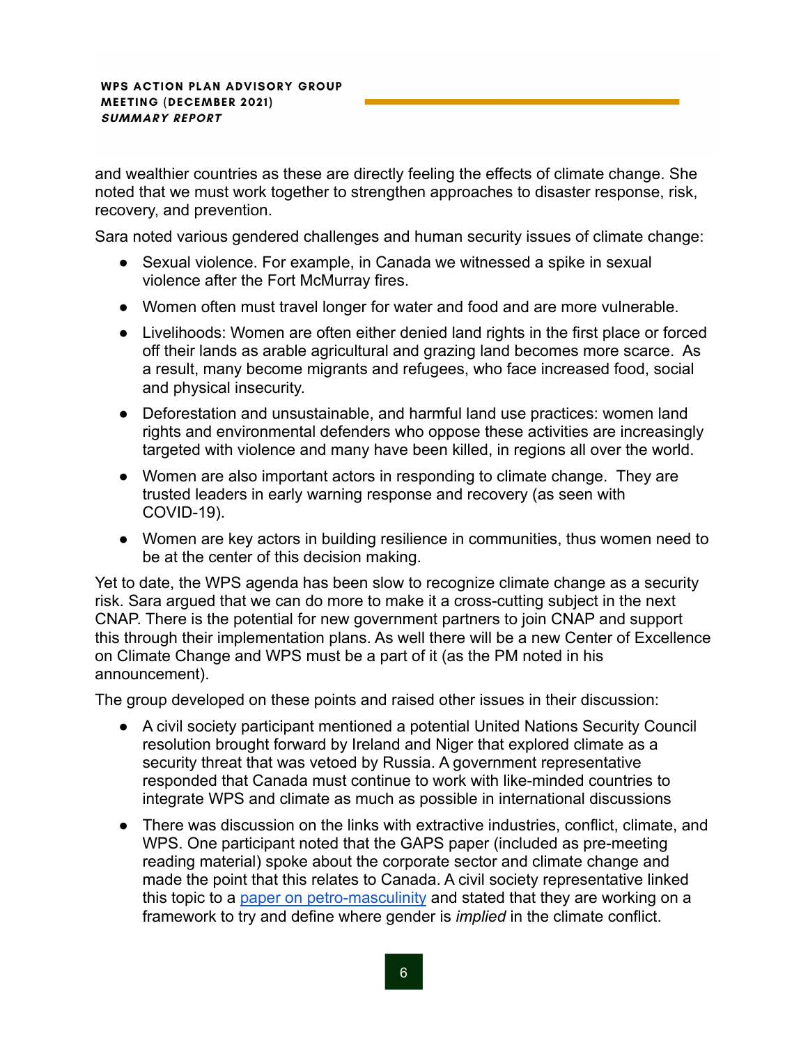and wealthier countries as these are directly feeling the effects of climate change. She noted that we must work together to strengthen approaches to disaster response, risk, recovery, and prevention.

Sara noted various gendered challenges and human security issues of climate change:

- Sexual violence. For example, in Canada we witnessed a spike in sexual violence after the Fort McMurray fires.
- Women often must travel longer for water and food and are more vulnerable.
- Livelihoods: Women are often either denied land rights in the first place or forced off their lands as arable agricultural and grazing land becomes more scarce. As a result, many become migrants and refugees, who face increased food, social and physical insecurity.
- Deforestation and unsustainable, and harmful land use practices: women land rights and environmental defenders who oppose these activities are increasingly targeted with violence and many have been killed, in regions all over the world.
- Women are also important actors in responding to climate change. They are trusted leaders in early warning response and recovery (as seen with COVID-19).
- Women are key actors in building resilience in communities, thus women need to be at the center of this decision making.

Yet to date, the WPS agenda has been slow to recognize climate change as a security risk. Sara argued that we can do more to make it a cross-cutting subject in the next CNAP. There is the potential for new government partners to join CNAP and support this through their implementation plans. As well there will be a new Center of Excellence on Climate Change and WPS must be a part of it (as the PM noted in his announcement).

The group developed on these points and raised other issues in their discussion:

- A civil society participant mentioned a potential United Nations Security Council resolution brought forward by Ireland and Niger that explored climate as a security threat that was vetoed by Russia. A government representative responded that Canada must continue to work with like-minded countries to integrate WPS and climate as much as possible in international discussions
- There was discussion on the links with extractive industries, conflict, climate, and WPS. One participant noted that the GAPS paper (included as pre-meeting reading material) spoke about the corporate sector and climate change and made the point that this relates to Canada. A civil society representative linked this topic to a paper on petro-masculinity and stated that they are working on a framework to try and define where gender is *implied* in the climate conflict.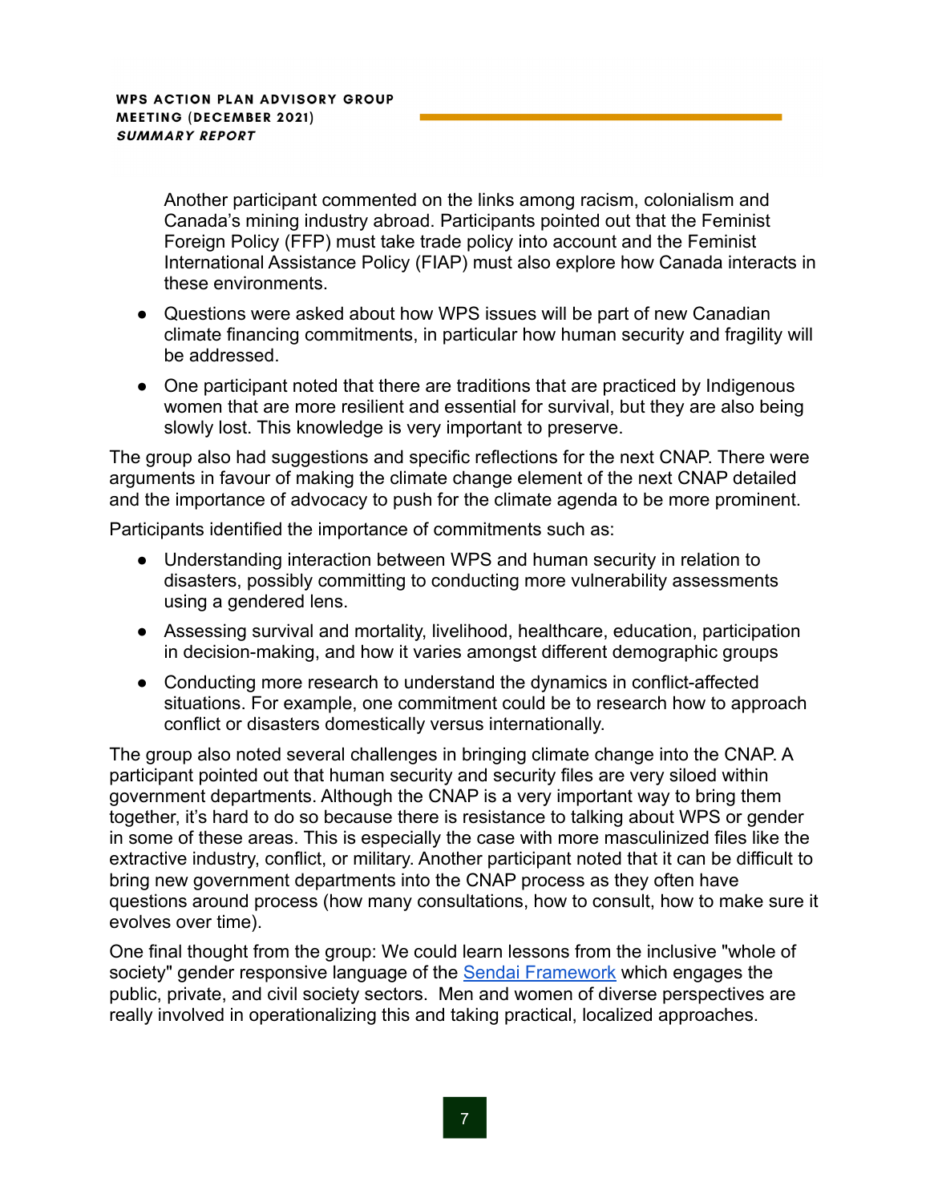Another participant commented on the links among racism, colonialism and Canada's mining industry abroad. Participants pointed out that the Feminist Foreign Policy (FFP) must take trade policy into account and the Feminist International Assistance Policy (FIAP) must also explore how Canada interacts in these environments.

- Questions were asked about how WPS issues will be part of new Canadian climate financing commitments, in particular how human security and fragility will be addressed.
- One participant noted that there are traditions that are practiced by Indigenous women that are more resilient and essential for survival, but they are also being slowly lost. This knowledge is very important to preserve.

The group also had suggestions and specific reflections for the next CNAP. There were arguments in favour of making the climate change element of the next CNAP detailed and the importance of advocacy to push for the climate agenda to be more prominent.

Participants identified the importance of commitments such as:

- Understanding interaction between WPS and human security in relation to disasters, possibly committing to conducting more vulnerability assessments using a gendered lens.
- Assessing survival and mortality, livelihood, healthcare, education, participation in decision-making, and how it varies amongst different demographic groups
- Conducting more research to understand the dynamics in conflict-affected situations. For example, one commitment could be to research how to approach conflict or disasters domestically versus internationally.

The group also noted several challenges in bringing climate change into the CNAP. A participant pointed out that human security and security files are very siloed within government departments. Although the CNAP is a very important way to bring them together, it's hard to do so because there is resistance to talking about WPS or gender in some of these areas. This is especially the case with more masculinized files like the extractive industry, conflict, or military. Another participant noted that it can be difficult to bring new government departments into the CNAP process as they often have questions around process (how many consultations, how to consult, how to make sure it evolves over time).

One final thought from the group: We could learn lessons from the inclusive "whole of society" gender responsive language of the [Sendai Framework](#) which engages the public, private, and civil society sectors. Men and women of diverse perspectives are really involved in operationalizing this and taking practical, localized approaches.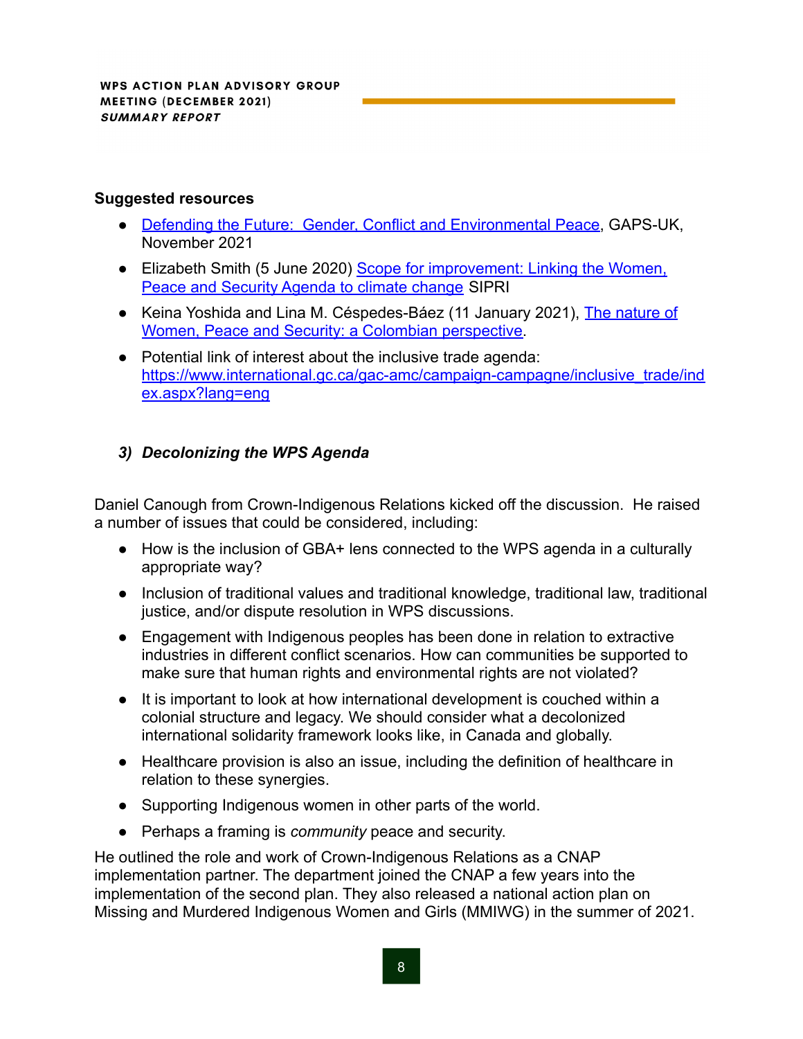**Suggested resources**

- [Defending the Future: Gender, Conflict and Environmental Peace](), GAPS-UK, November 2021
- Elizabeth Smith (5 June 2020) [Scope for improvement: Linking the Women, Peace and Security Agenda to climate change]() SIPRI
- Keina Yoshida and Lina M. Céspedes-Báez (11 January 2021), [The nature of Women, Peace and Security: a Colombian perspective]().
- Potential link of interest about the inclusive trade agenda: https://www.international.gc.ca/gac-amc/campaign-campagne/inclusive_trade/index.aspx?lang=eng

### *3) Decolonizing the WPS Agenda*

Daniel Canough from Crown-Indigenous Relations kicked off the discussion. He raised a number of issues that could be considered, including:

- How is the inclusion of GBA+ lens connected to the WPS agenda in a culturally appropriate way?
- Inclusion of traditional values and traditional knowledge, traditional law, traditional justice, and/or dispute resolution in WPS discussions.
- Engagement with Indigenous peoples has been done in relation to extractive industries in different conflict scenarios. How can communities be supported to make sure that human rights and environmental rights are not violated?
- It is important to look at how international development is couched within a colonial structure and legacy. We should consider what a decolonized international solidarity framework looks like, in Canada and globally.
- Healthcare provision is also an issue, including the definition of healthcare in relation to these synergies.
- Supporting Indigenous women in other parts of the world.
- Perhaps a framing is *community* peace and security.

He outlined the role and work of Crown-Indigenous Relations as a CNAP implementation partner. The department joined the CNAP a few years into the implementation of the second plan. They also released a national action plan on Missing and Murdered Indigenous Women and Girls (MMIWG) in the summer of 2021.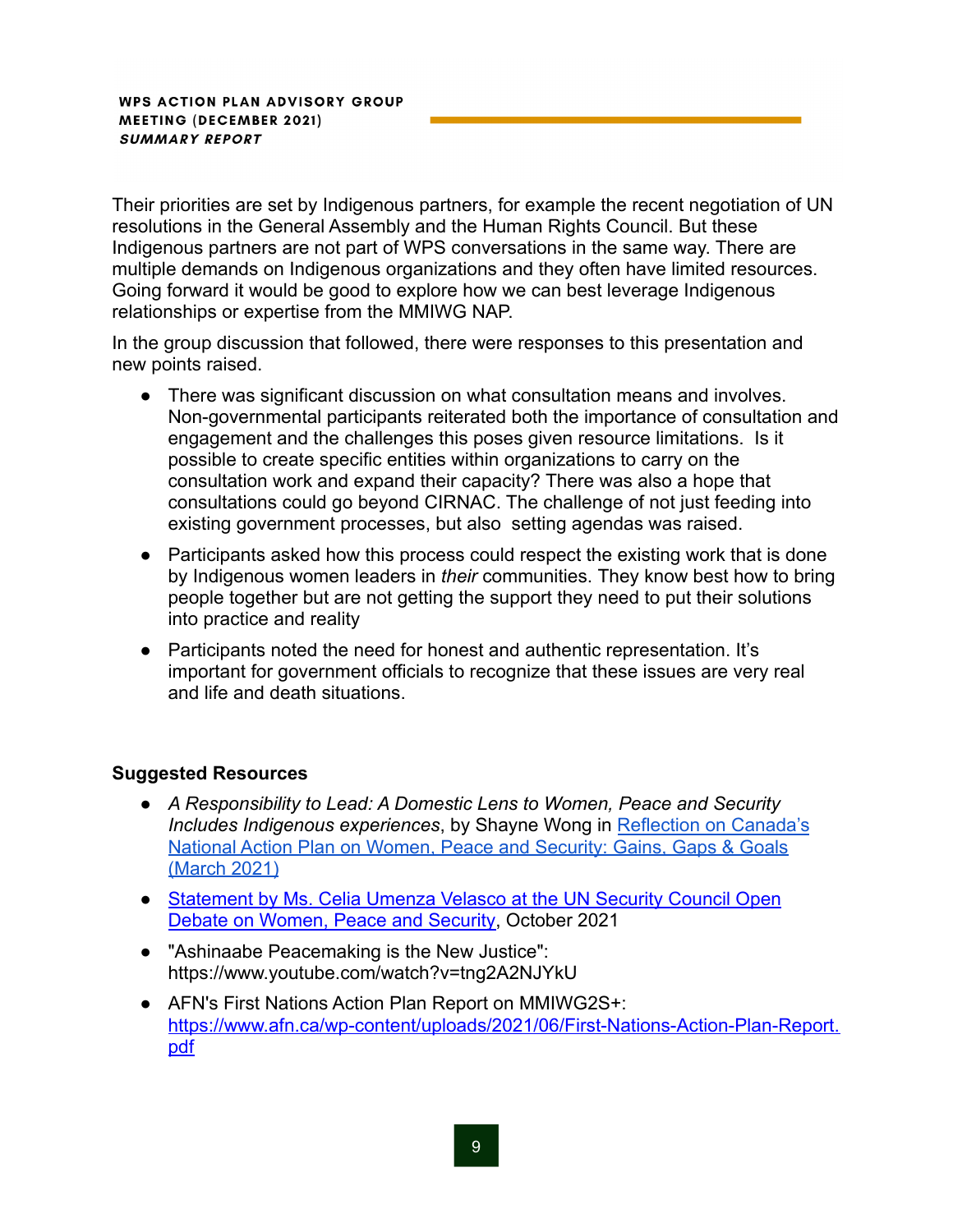Their priorities are set by Indigenous partners, for example the recent negotiation of UN resolutions in the General Assembly and the Human Rights Council. But these Indigenous partners are not part of WPS conversations in the same way. There are multiple demands on Indigenous organizations and they often have limited resources. Going forward it would be good to explore how we can best leverage Indigenous relationships or expertise from the MMIWG NAP.

In the group discussion that followed, there were responses to this presentation and new points raised.

- There was significant discussion on what consultation means and involves. Non-governmental participants reiterated both the importance of consultation and engagement and the challenges this poses given resource limitations. Is it possible to create specific entities within organizations to carry on the consultation work and expand their capacity? There was also a hope that consultations could go beyond CIRNAC. The challenge of not just feeding into existing government processes, but also setting agendas was raised.
- Participants asked how this process could respect the existing work that is done by Indigenous women leaders in *their* communities. They know best how to bring people together but are not getting the support they need to put their solutions into practice and reality
- Participants noted the need for honest and authentic representation. It's important for government officials to recognize that these issues are very real and life and death situations.

**Suggested Resources**

- *A Responsibility to Lead: A Domestic Lens to Women, Peace and Security Includes Indigenous experiences*, by Shayne Wong in [Reflection on Canada's National Action Plan on Women, Peace and Security: Gains, Gaps & Goals (March 2021)]()
- [Statement by Ms. Celia Umenza Velasco at the UN Security Council Open Debate on Women, Peace and Security](), October 2021
- "Ashinaabe Peacemaking is the New Justice": https://www.youtube.com/watch?v=tng2A2NJYkU
- AFN's First Nations Action Plan Report on MMIWG2S+: [https://www.afn.ca/wp-content/uploads/2021/06/First-Nations-Action-Plan-Report.pdf](https://www.afn.ca/wp-content/uploads/2021/06/First-Nations-Action-Plan-Report.pdf)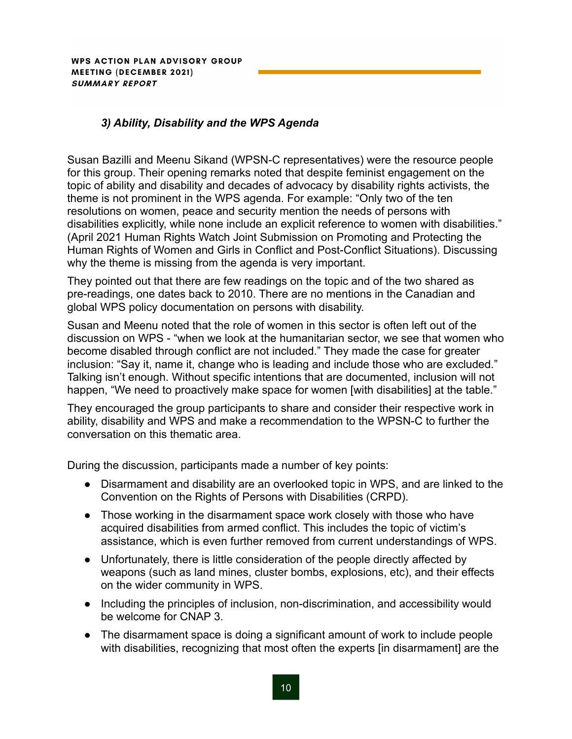### *3) Ability, Disability and the WPS Agenda*

Susan Bazilli and Meenu Sikand (WPSN-C representatives) were the resource people for this group. Their opening remarks noted that despite feminist engagement on the topic of ability and disability and decades of advocacy by disability rights activists, the theme is not prominent in the WPS agenda. For example: "Only two of the ten resolutions on women, peace and security mention the needs of persons with disabilities explicitly, while none include an explicit reference to women with disabilities." (April 2021 Human Rights Watch Joint Submission on Promoting and Protecting the Human Rights of Women and Girls in Conflict and Post-Conflict Situations). Discussing why the theme is missing from the agenda is very important.

They pointed out that there are few readings on the topic and of the two shared as pre-readings, one dates back to 2010. There are no mentions in the Canadian and global WPS policy documentation on persons with disability.

Susan and Meenu noted that the role of women in this sector is often left out of the discussion on WPS - "when we look at the humanitarian sector, we see that women who become disabled through conflict are not included." They made the case for greater inclusion: "Say it, name it, change who is leading and include those who are excluded." Talking isn't enough. Without specific intentions that are documented, inclusion will not happen, "We need to proactively make space for women [with disabilities] at the table."

They encouraged the group participants to share and consider their respective work in ability, disability and WPS and make a recommendation to the WPSN-C to further the conversation on this thematic area.

During the discussion, participants made a number of key points:

- Disarmament and disability are an overlooked topic in WPS, and are linked to the Convention on the Rights of Persons with Disabilities (CRPD).
- Those working in the disarmament space work closely with those who have acquired disabilities from armed conflict. This includes the topic of victim's assistance, which is even further removed from current understandings of WPS.
- Unfortunately, there is little consideration of the people directly affected by weapons (such as land mines, cluster bombs, explosions, etc), and their effects on the wider community in WPS.
- Including the principles of inclusion, non-discrimination, and accessibility would be welcome for CNAP 3.
- The disarmament space is doing a significant amount of work to include people with disabilities, recognizing that most often the experts [in disarmament] are the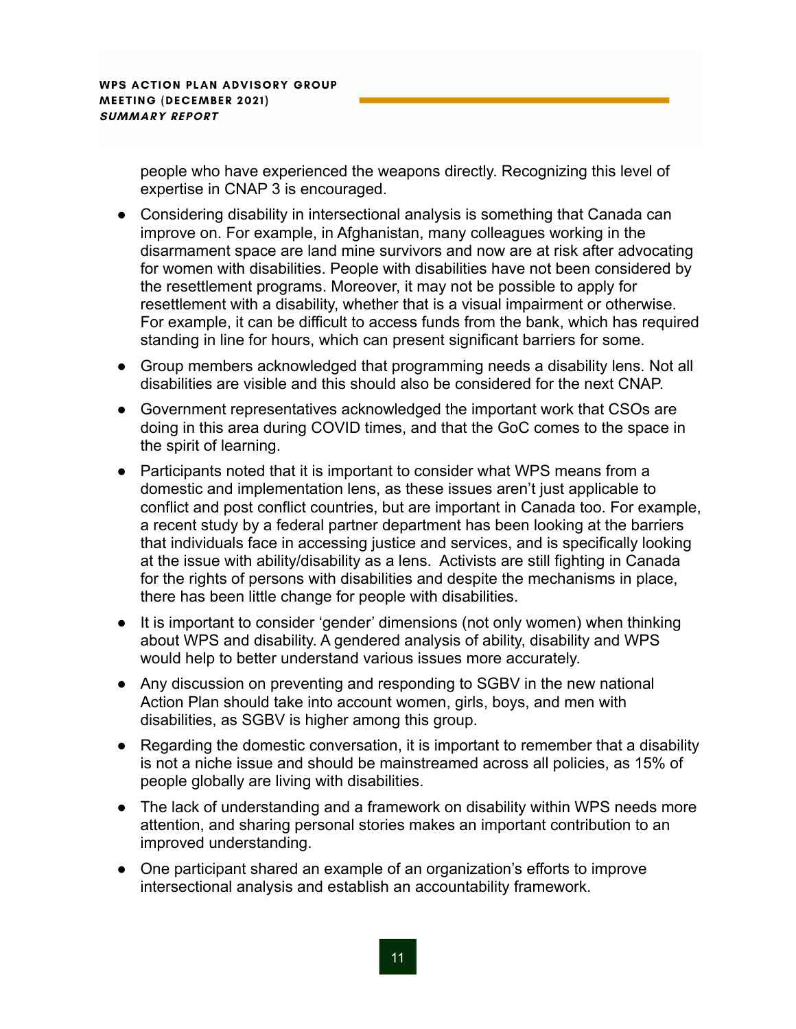people who have experienced the weapons directly. Recognizing this level of expertise in CNAP 3 is encouraged.

- Considering disability in intersectional analysis is something that Canada can improve on. For example, in Afghanistan, many colleagues working in the disarmament space are land mine survivors and now are at risk after advocating for women with disabilities. People with disabilities have not been considered by the resettlement programs. Moreover, it may not be possible to apply for resettlement with a disability, whether that is a visual impairment or otherwise. For example, it can be difficult to access funds from the bank, which has required standing in line for hours, which can present significant barriers for some.
- Group members acknowledged that programming needs a disability lens. Not all disabilities are visible and this should also be considered for the next CNAP.
- Government representatives acknowledged the important work that CSOs are doing in this area during COVID times, and that the GoC comes to the space in the spirit of learning.
- Participants noted that it is important to consider what WPS means from a domestic and implementation lens, as these issues aren't just applicable to conflict and post conflict countries, but are important in Canada too. For example, a recent study by a federal partner department has been looking at the barriers that individuals face in accessing justice and services, and is specifically looking at the issue with ability/disability as a lens. Activists are still fighting in Canada for the rights of persons with disabilities and despite the mechanisms in place, there has been little change for people with disabilities.
- It is important to consider 'gender' dimensions (not only women) when thinking about WPS and disability. A gendered analysis of ability, disability and WPS would help to better understand various issues more accurately.
- Any discussion on preventing and responding to SGBV in the new national Action Plan should take into account women, girls, boys, and men with disabilities, as SGBV is higher among this group.
- Regarding the domestic conversation, it is important to remember that a disability is not a niche issue and should be mainstreamed across all policies, as 15% of people globally are living with disabilities.
- The lack of understanding and a framework on disability within WPS needs more attention, and sharing personal stories makes an important contribution to an improved understanding.
- One participant shared an example of an organization's efforts to improve intersectional analysis and establish an accountability framework.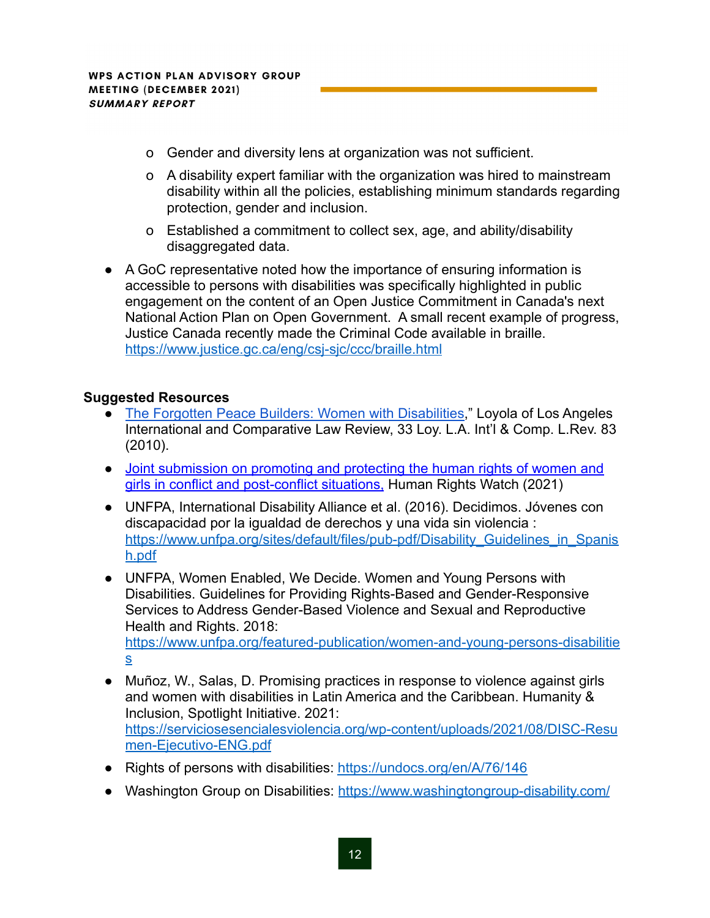- Gender and diversity lens at organization was not sufficient.
  - A disability expert familiar with the organization was hired to mainstream disability within all the policies, establishing minimum standards regarding protection, gender and inclusion.
  - Established a commitment to collect sex, age, and ability/disability disaggregated data.
- A GoC representative noted how the importance of ensuring information is accessible to persons with disabilities was specifically highlighted in public engagement on the content of an Open Justice Commitment in Canada's next National Action Plan on Open Government. A small recent example of progress, Justice Canada recently made the Criminal Code available in braille. https://www.justice.gc.ca/eng/csj-sjc/ccc/braille.html

**Suggested Resources**

- The Forgotten Peace Builders: Women with Disabilities," Loyola of Los Angeles International and Comparative Law Review, 33 Loy. L.A. Int'l & Comp. L.Rev. 83 (2010).
- Joint submission on promoting and protecting the human rights of women and girls in conflict and post-conflict situations, Human Rights Watch (2021)
- UNFPA, International Disability Alliance et al. (2016). Decidimos. Jóvenes con discapacidad por la igualdad de derechos y una vida sin violencia : https://www.unfpa.org/sites/default/files/pub-pdf/Disability_Guidelines_in_Spanish.pdf
- UNFPA, Women Enabled, We Decide. Women and Young Persons with Disabilities. Guidelines for Providing Rights-Based and Gender-Responsive Services to Address Gender-Based Violence and Sexual and Reproductive Health and Rights. 2018: https://www.unfpa.org/featured-publication/women-and-young-persons-disabilities
- Muñoz, W., Salas, D. Promising practices in response to violence against girls and women with disabilities in Latin America and the Caribbean. Humanity & Inclusion, Spotlight Initiative. 2021: https://serviciosesencialesviolencia.org/wp-content/uploads/2021/08/DISC-Resumen-Ejecutivo-ENG.pdf
- Rights of persons with disabilities: https://undocs.org/en/A/76/146
- Washington Group on Disabilities: https://www.washingtongroup-disability.com/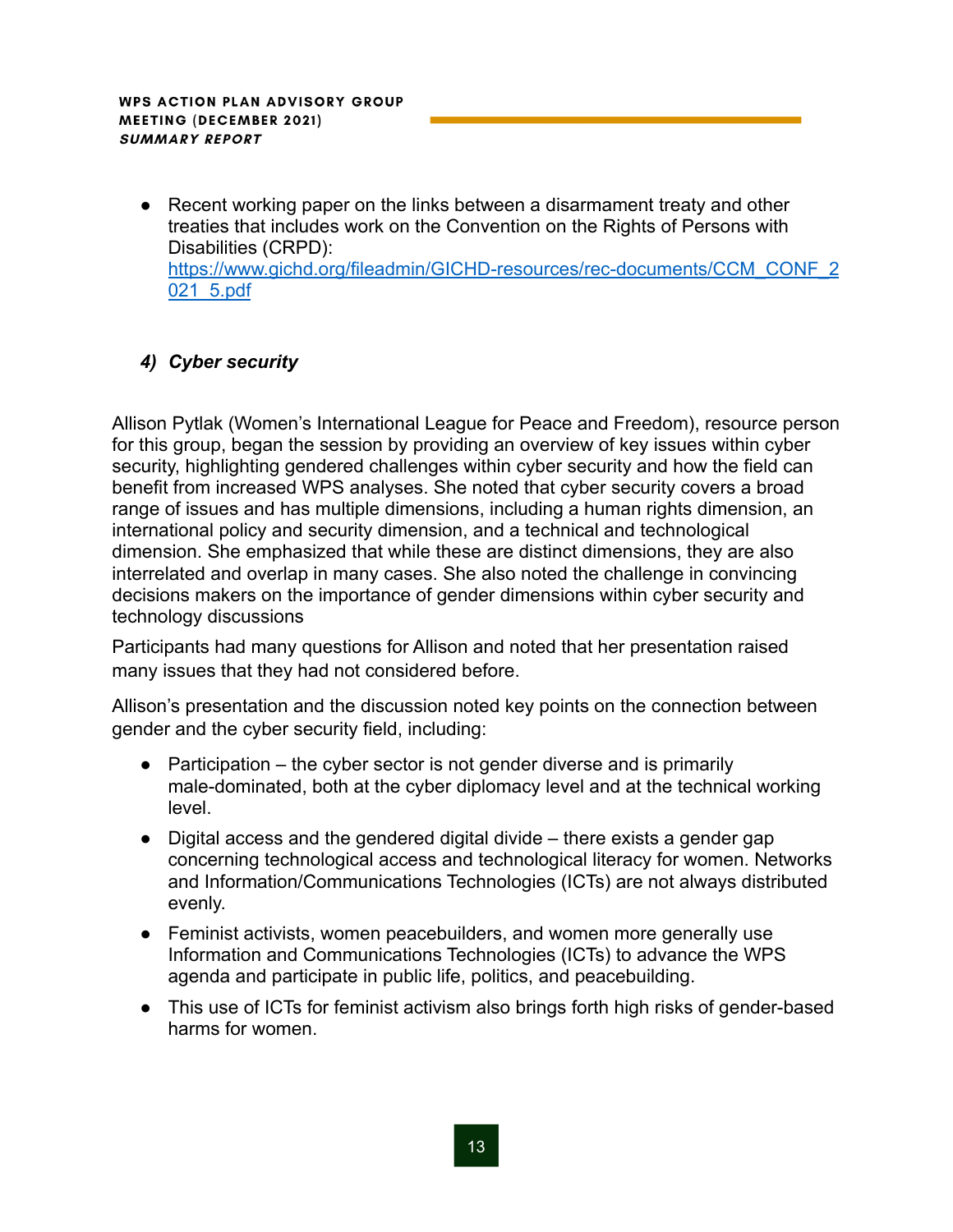- Recent working paper on the links between a disarmament treaty and other treaties that includes work on the Convention on the Rights of Persons with Disabilities (CRPD): https://www.gichd.org/fileadmin/GICHD-resources/rec-documents/CCM_CONF_2021_5.pdf

### 4) *Cyber security*

Allison Pytlak (Women's International League for Peace and Freedom), resource person for this group, began the session by providing an overview of key issues within cyber security, highlighting gendered challenges within cyber security and how the field can benefit from increased WPS analyses. She noted that cyber security covers a broad range of issues and has multiple dimensions, including a human rights dimension, an international policy and security dimension, and a technical and technological dimension. She emphasized that while these are distinct dimensions, they are also interrelated and overlap in many cases. She also noted the challenge in convincing decisions makers on the importance of gender dimensions within cyber security and technology discussions

Participants had many questions for Allison and noted that her presentation raised many issues that they had not considered before.

Allison's presentation and the discussion noted key points on the connection between gender and the cyber security field, including:

- Participation – the cyber sector is not gender diverse and is primarily male-dominated, both at the cyber diplomacy level and at the technical working level.
- Digital access and the gendered digital divide – there exists a gender gap concerning technological access and technological literacy for women. Networks and Information/Communications Technologies (ICTs) are not always distributed evenly.
- Feminist activists, women peacebuilders, and women more generally use Information and Communications Technologies (ICTs) to advance the WPS agenda and participate in public life, politics, and peacebuilding.
- This use of ICTs for feminist activism also brings forth high risks of gender-based harms for women.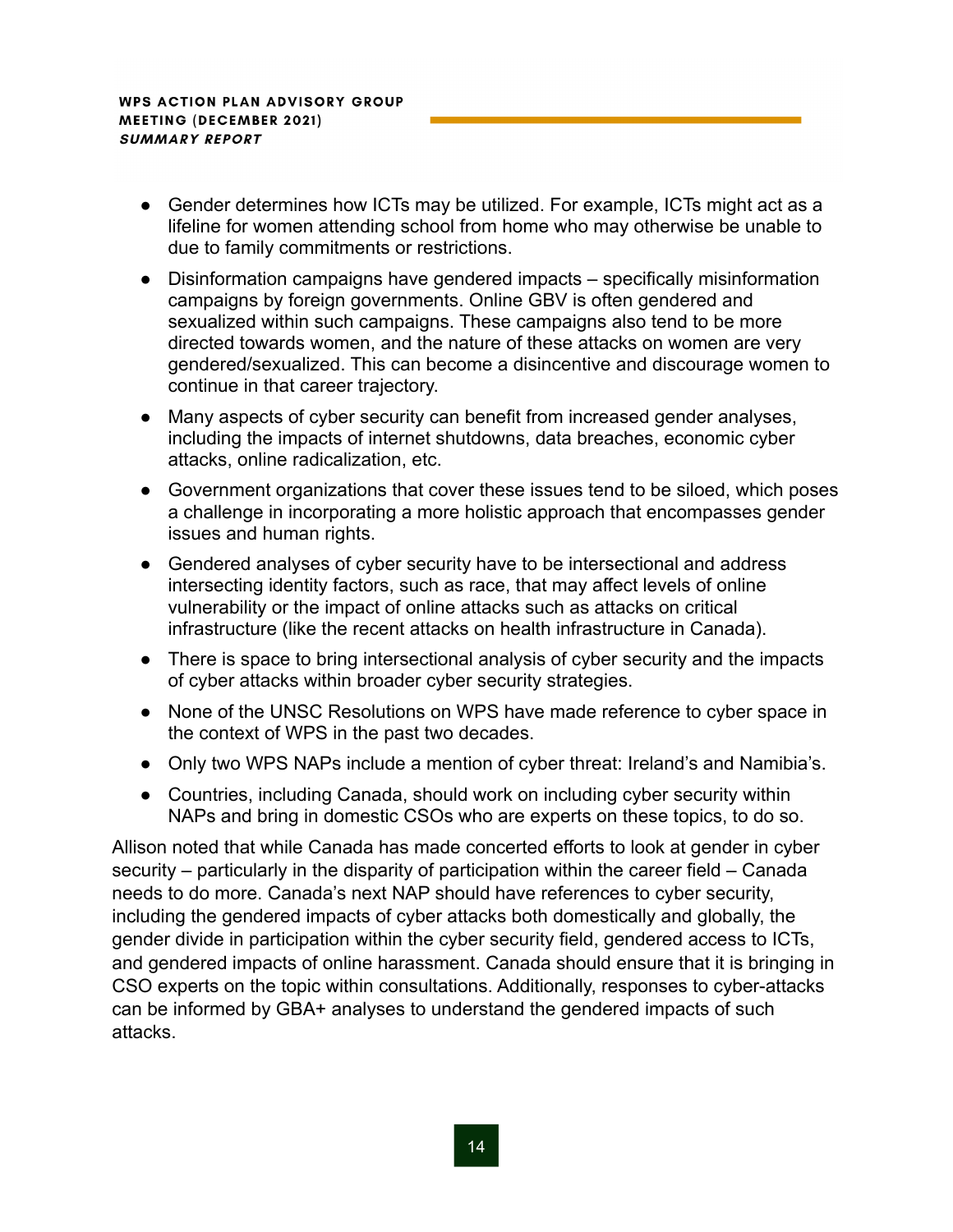- Gender determines how ICTs may be utilized. For example, ICTs might act as a lifeline for women attending school from home who may otherwise be unable to due to family commitments or restrictions.
- Disinformation campaigns have gendered impacts – specifically misinformation campaigns by foreign governments. Online GBV is often gendered and sexualized within such campaigns. These campaigns also tend to be more directed towards women, and the nature of these attacks on women are very gendered/sexualized. This can become a disincentive and discourage women to continue in that career trajectory.
- Many aspects of cyber security can benefit from increased gender analyses, including the impacts of internet shutdowns, data breaches, economic cyber attacks, online radicalization, etc.
- Government organizations that cover these issues tend to be siloed, which poses a challenge in incorporating a more holistic approach that encompasses gender issues and human rights.
- Gendered analyses of cyber security have to be intersectional and address intersecting identity factors, such as race, that may affect levels of online vulnerability or the impact of online attacks such as attacks on critical infrastructure (like the recent attacks on health infrastructure in Canada).
- There is space to bring intersectional analysis of cyber security and the impacts of cyber attacks within broader cyber security strategies.
- None of the UNSC Resolutions on WPS have made reference to cyber space in the context of WPS in the past two decades.
- Only two WPS NAPs include a mention of cyber threat: Ireland's and Namibia's.
- Countries, including Canada, should work on including cyber security within NAPs and bring in domestic CSOs who are experts on these topics, to do so.

Allison noted that while Canada has made concerted efforts to look at gender in cyber security – particularly in the disparity of participation within the career field – Canada needs to do more. Canada's next NAP should have references to cyber security, including the gendered impacts of cyber attacks both domestically and globally, the gender divide in participation within the cyber security field, gendered access to ICTs, and gendered impacts of online harassment. Canada should ensure that it is bringing in CSO experts on the topic within consultations. Additionally, responses to cyber-attacks can be informed by GBA+ analyses to understand the gendered impacts of such attacks.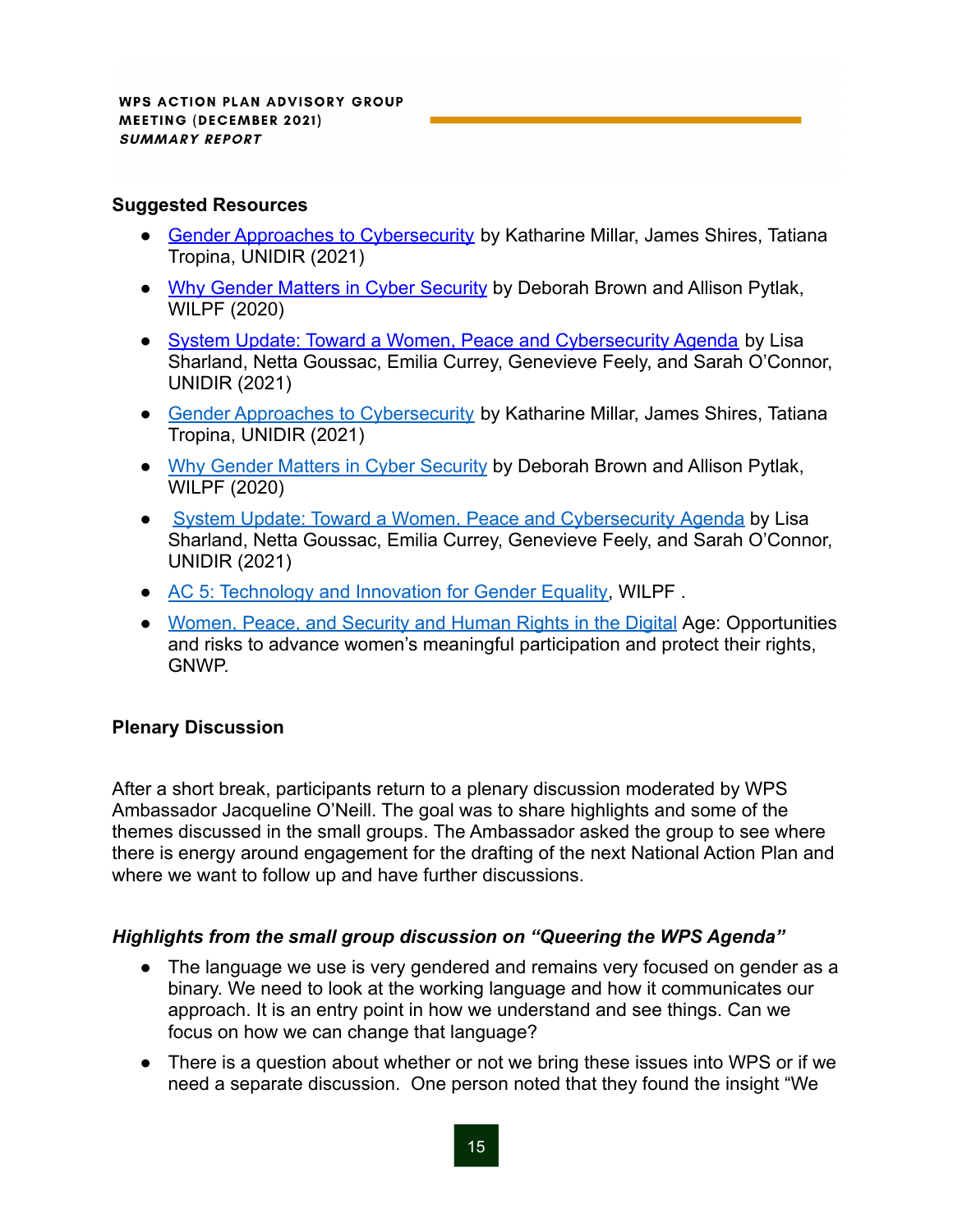**Suggested Resources**

- Gender Approaches to Cybersecurity by Katharine Millar, James Shires, Tatiana Tropina, UNIDIR (2021)
- Why Gender Matters in Cyber Security by Deborah Brown and Allison Pytlak, WILPF (2020)
- System Update: Toward a Women, Peace and Cybersecurity Agenda by Lisa Sharland, Netta Goussac, Emilia Currey, Genevieve Feely, and Sarah O'Connor, UNIDIR (2021)
- Gender Approaches to Cybersecurity by Katharine Millar, James Shires, Tatiana Tropina, UNIDIR (2021)
- Why Gender Matters in Cyber Security by Deborah Brown and Allison Pytlak, WILPF (2020)
- System Update: Toward a Women, Peace and Cybersecurity Agenda by Lisa Sharland, Netta Goussac, Emilia Currey, Genevieve Feely, and Sarah O'Connor, UNIDIR (2021)
- AC 5: Technology and Innovation for Gender Equality, WILPF .
- Women, Peace, and Security and Human Rights in the Digital Age: Opportunities and risks to advance women's meaningful participation and protect their rights, GNWP.

**Plenary Discussion**

After a short break, participants return to a plenary discussion moderated by WPS Ambassador Jacqueline O'Neill. The goal was to share highlights and some of the themes discussed in the small groups. The Ambassador asked the group to see where there is energy around engagement for the drafting of the next National Action Plan and where we want to follow up and have further discussions.

***Highlights from the small group discussion on "Queering the WPS Agenda"***

- The language we use is very gendered and remains very focused on gender as a binary. We need to look at the working language and how it communicates our approach. It is an entry point in how we understand and see things. Can we focus on how we can change that language?
- There is a question about whether or not we bring these issues into WPS or if we need a separate discussion. One person noted that they found the insight "We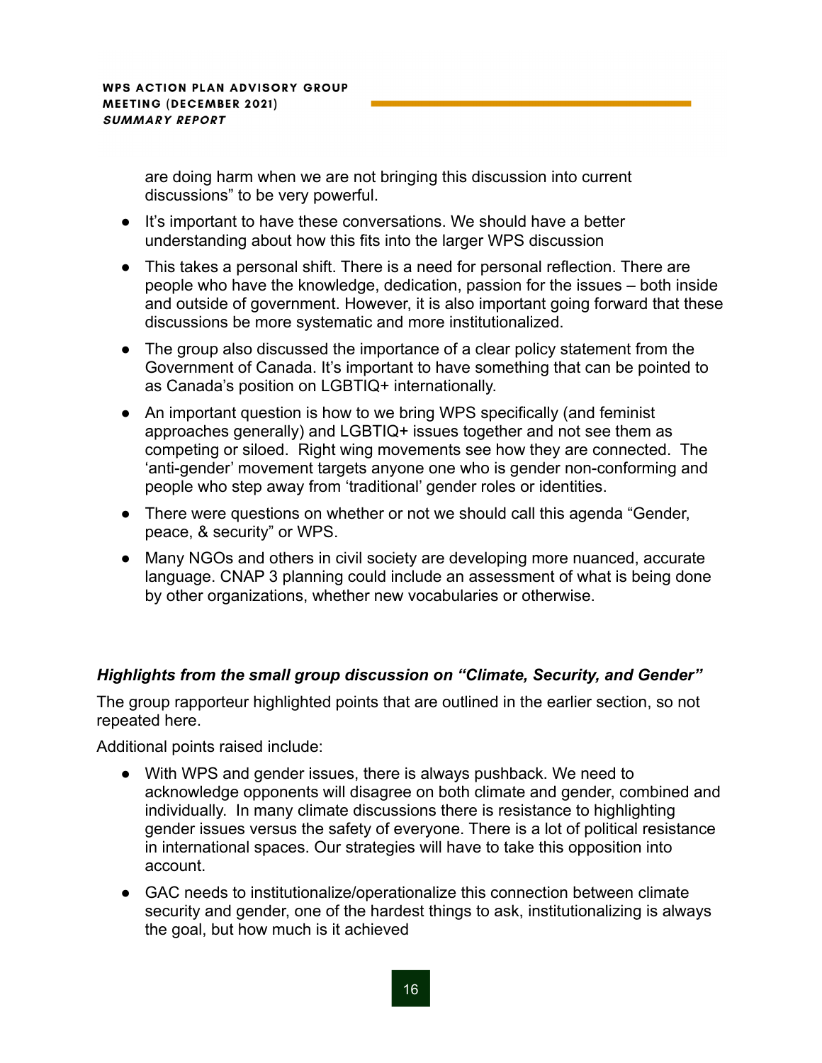are doing harm when we are not bringing this discussion into current discussions" to be very powerful.

- It's important to have these conversations. We should have a better understanding about how this fits into the larger WPS discussion
- This takes a personal shift. There is a need for personal reflection. There are people who have the knowledge, dedication, passion for the issues – both inside and outside of government. However, it is also important going forward that these discussions be more systematic and more institutionalized.
- The group also discussed the importance of a clear policy statement from the Government of Canada. It's important to have something that can be pointed to as Canada's position on LGBTIQ+ internationally.
- An important question is how to we bring WPS specifically (and feminist approaches generally) and LGBTIQ+ issues together and not see them as competing or siloed. Right wing movements see how they are connected. The 'anti-gender' movement targets anyone one who is gender non-conforming and people who step away from 'traditional' gender roles or identities.
- There were questions on whether or not we should call this agenda "Gender, peace, & security" or WPS.
- Many NGOs and others in civil society are developing more nuanced, accurate language. CNAP 3 planning could include an assessment of what is being done by other organizations, whether new vocabularies or otherwise.

***Highlights from the small group discussion on "Climate, Security, and Gender"***

The group rapporteur highlighted points that are outlined in the earlier section, so not repeated here.

Additional points raised include:

- With WPS and gender issues, there is always pushback. We need to acknowledge opponents will disagree on both climate and gender, combined and individually. In many climate discussions there is resistance to highlighting gender issues versus the safety of everyone. There is a lot of political resistance in international spaces. Our strategies will have to take this opposition into account.
- GAC needs to institutionalize/operationalize this connection between climate security and gender, one of the hardest things to ask, institutionalizing is always the goal, but how much is it achieved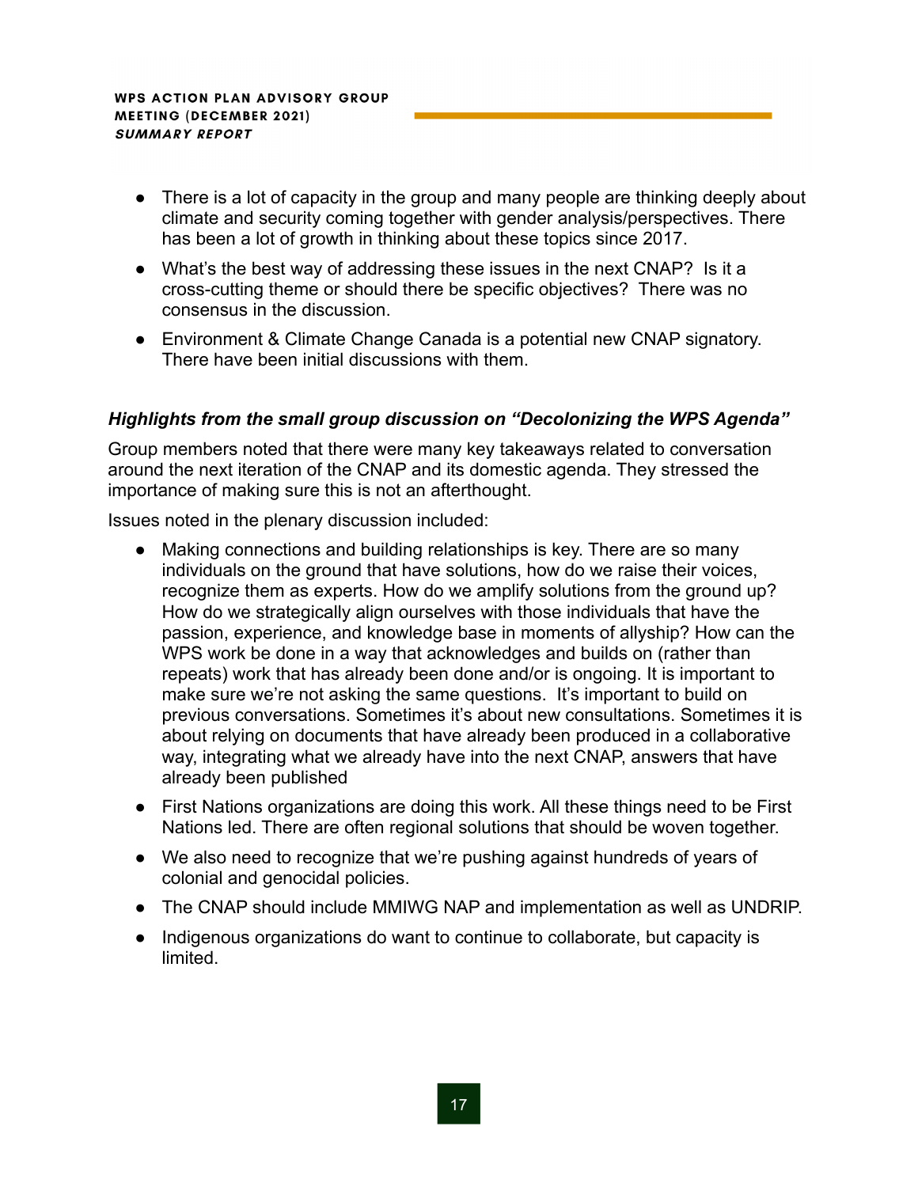- There is a lot of capacity in the group and many people are thinking deeply about climate and security coming together with gender analysis/perspectives. There has been a lot of growth in thinking about these topics since 2017.
- What's the best way of addressing these issues in the next CNAP? Is it a cross-cutting theme or should there be specific objectives? There was no consensus in the discussion.
- Environment & Climate Change Canada is a potential new CNAP signatory. There have been initial discussions with them.

### *Highlights from the small group discussion on "Decolonizing the WPS Agenda"*

Group members noted that there were many key takeaways related to conversation around the next iteration of the CNAP and its domestic agenda. They stressed the importance of making sure this is not an afterthought.

Issues noted in the plenary discussion included:

- Making connections and building relationships is key. There are so many individuals on the ground that have solutions, how do we raise their voices, recognize them as experts. How do we amplify solutions from the ground up? How do we strategically align ourselves with those individuals that have the passion, experience, and knowledge base in moments of allyship? How can the WPS work be done in a way that acknowledges and builds on (rather than repeats) work that has already been done and/or is ongoing. It is important to make sure we're not asking the same questions. It's important to build on previous conversations. Sometimes it's about new consultations. Sometimes it is about relying on documents that have already been produced in a collaborative way, integrating what we already have into the next CNAP, answers that have already been published
- First Nations organizations are doing this work. All these things need to be First Nations led. There are often regional solutions that should be woven together.
- We also need to recognize that we're pushing against hundreds of years of colonial and genocidal policies.
- The CNAP should include MMIWG NAP and implementation as well as UNDRIP.
- Indigenous organizations do want to continue to collaborate, but capacity is limited.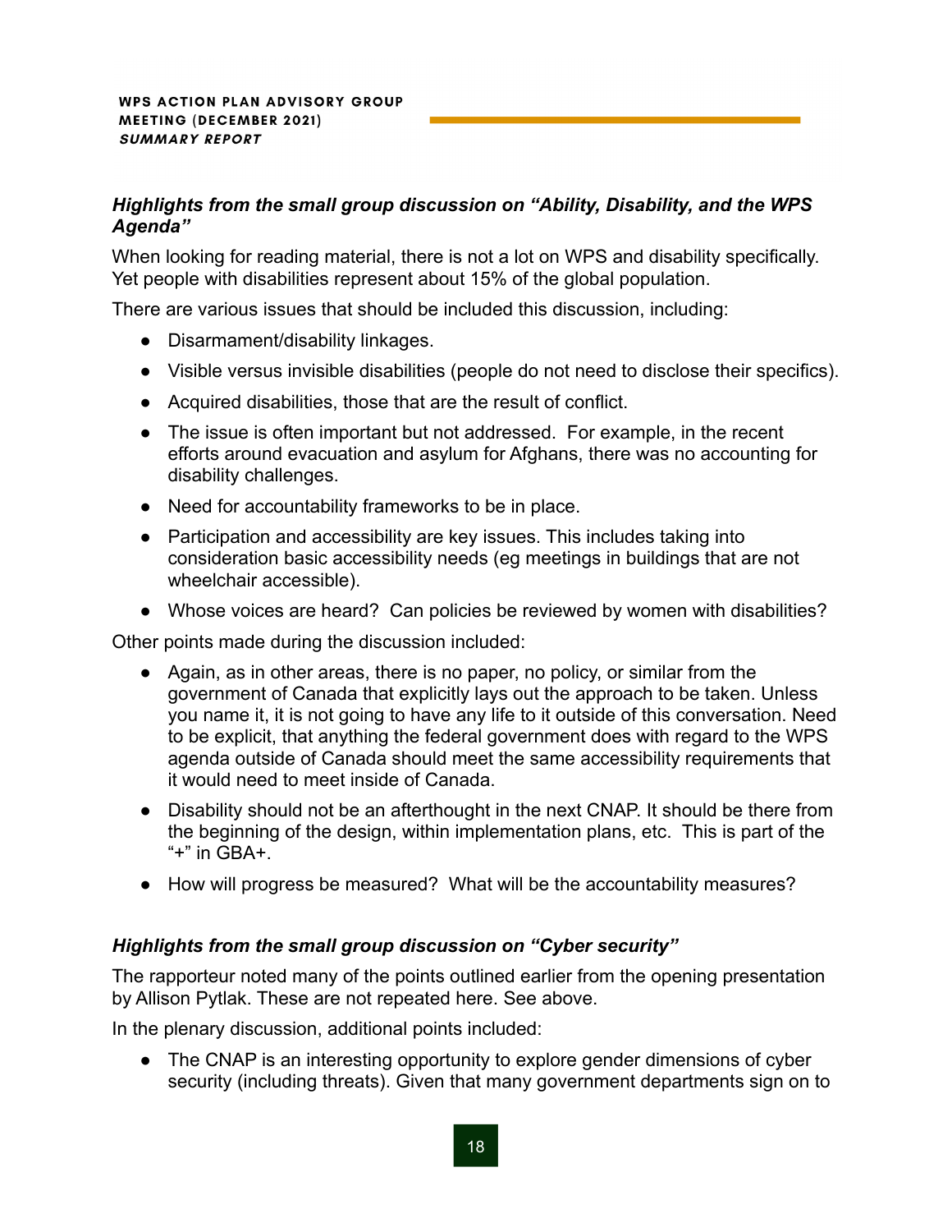***Highlights from the small group discussion on "Ability, Disability, and the WPS Agenda"***

When looking for reading material, there is not a lot on WPS and disability specifically. Yet people with disabilities represent about 15% of the global population.

There are various issues that should be included this discussion, including:

- Disarmament/disability linkages.
- Visible versus invisible disabilities (people do not need to disclose their specifics).
- Acquired disabilities, those that are the result of conflict.
- The issue is often important but not addressed. For example, in the recent efforts around evacuation and asylum for Afghans, there was no accounting for disability challenges.
- Need for accountability frameworks to be in place.
- Participation and accessibility are key issues. This includes taking into consideration basic accessibility needs (eg meetings in buildings that are not wheelchair accessible).
- Whose voices are heard? Can policies be reviewed by women with disabilities?

Other points made during the discussion included:

- Again, as in other areas, there is no paper, no policy, or similar from the government of Canada that explicitly lays out the approach to be taken. Unless you name it, it is not going to have any life to it outside of this conversation. Need to be explicit, that anything the federal government does with regard to the WPS agenda outside of Canada should meet the same accessibility requirements that it would need to meet inside of Canada.
- Disability should not be an afterthought in the next CNAP. It should be there from the beginning of the design, within implementation plans, etc. This is part of the "+" in GBA+.
- How will progress be measured? What will be the accountability measures?

***Highlights from the small group discussion on "Cyber security"***

The rapporteur noted many of the points outlined earlier from the opening presentation by Allison Pytlak. These are not repeated here. See above.

In the plenary discussion, additional points included:

- The CNAP is an interesting opportunity to explore gender dimensions of cyber security (including threats). Given that many government departments sign on to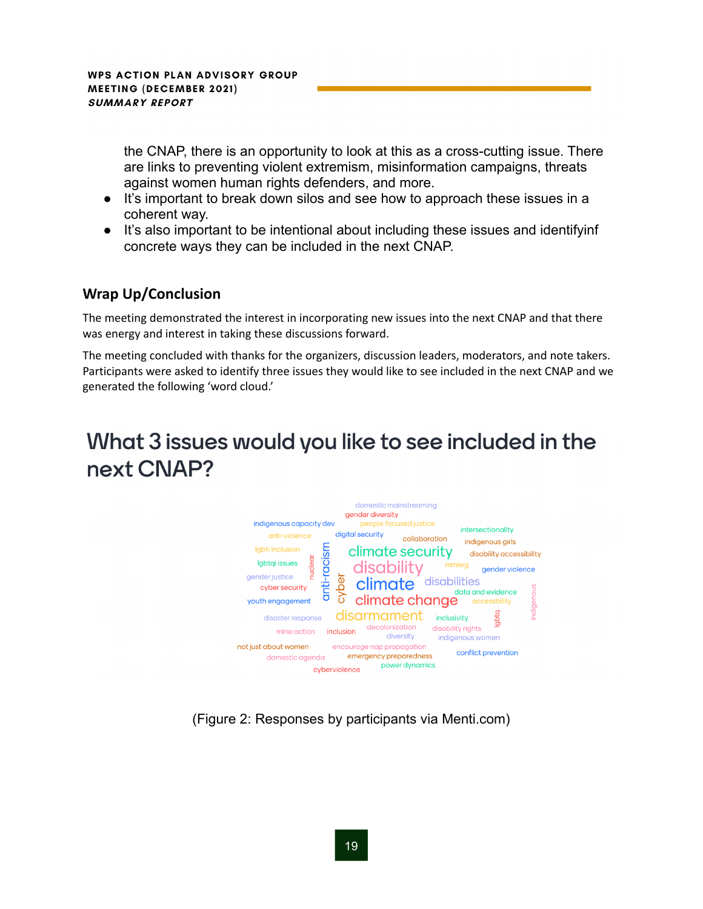the CNAP, there is an opportunity to look at this as a cross-cutting issue. There are links to preventing violent extremism, misinformation campaigns, threats against women human rights defenders, and more.

- It's important to break down silos and see how to approach these issues in a coherent way.
- It's also important to be intentional about including these issues and identifyinf concrete ways they can be included in the next CNAP.

## Wrap Up/Conclusion

The meeting demonstrated the interest in incorporating new issues into the next CNAP and that there was energy and interest in taking these discussions forward.

The meeting concluded with thanks for the organizers, discussion leaders, moderators, and note takers. Participants were asked to identify three issues they would like to see included in the next CNAP and we generated the following 'word cloud.'

# What 3 issues would you like to see included in the next CNAP?

domestic mainstreaming
gender diversity
indigenous capacity dev
people focused justice
intersectionality
anti-violence
digital security
collaboration
indigenous girls
lgbti inclusion
climate security
disability accessibility
lgbtqi issues
nuclear
anti-racism
disability
mmiwg
gender violence
gender justice
cyber
climate
disabilities
cyber security
data and evidence
youth engagement
climate change
accessibility
indigenous
disaster response
disarmament
inclusivity
lgbtq
mine action
inclusion
decolonization
disability rights
diversity
indigenous women
not just about women
encourage nap propagation
domestic agenda
emergency preparedness
conflict prevention
power dynamics
cyberviolence

(Figure 2: Responses by participants via Menti.com)